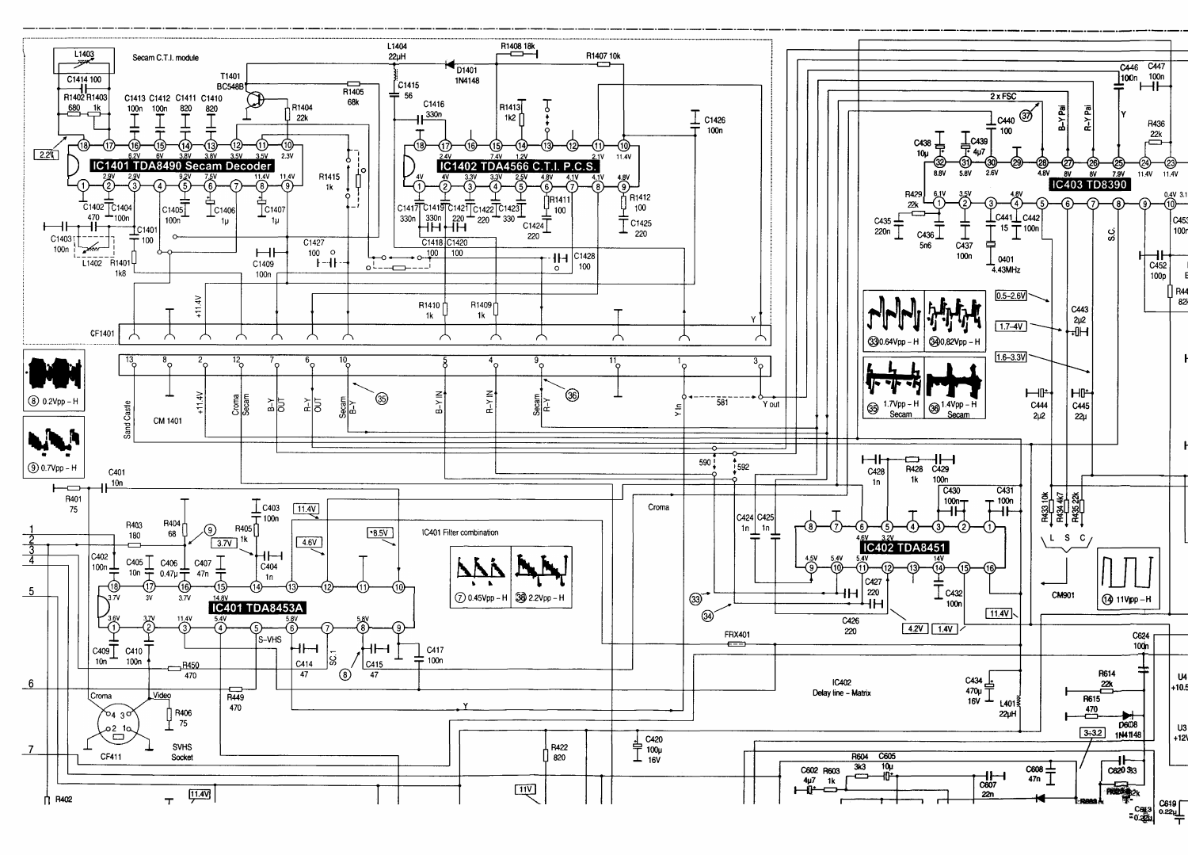Secam C.T.I. module

IC1401 TDA8490 Secam Decoder

IC1402 TDA4566 C.T.I. P.C.S.

IC403 TD8390

IC402 TDA8451

IC401 TDA8453A

IC401 Filter combination

IC402 Delay line - Matrix

CM 1401

CF1401

CF411 SVHS Socket

CM901

L1403, C1414 100, R1402 680, R1403 1k, C1413 100n, C1412 100n, C1411 820, C1410 820, T1401 BC548B, R1404 22k, R1405 68k, L1404 22µH, C1415 56, D1401 1N4148, R1408 18k, R1407 10k, C1416 330n, R1413 1k2, C1426 100n, R1415 1k

C1402 470, C1404 100n, C1405 100n, C1406 1µ, C1407 1µ, C1401 100, C1403 100n, L1402, R1401 1k8, C1409 100n, C1427 100, C1417 330n, C1419 330n, C1421 220, C1422 220, C1423 330, C1424 220, R1411 100, R1412 100, C1425 220, C1418 100, C1420 100, C1428 100, R1410 1k, R1409 1k

Sand Castle, +11.4V, Croma Secam, B-Y OUT, R-Y OUT, Secam B-Y, B-Y IN, R-Y IN, Secam R-Y, Y In, Y out, 581, 590, 592

⑧ 0.2Vpp - H

⑨ 0.7Vpp - H

㉝ 0.64Vpp - H, ㉞ 0.82Vpp - H, ㉟ 1.7Vpp - H Secam, ㊱ 1.4Vpp - H Secam

2 x FSC, B-Y Pal, R-Y Pal, Y, S.C.

C446 100n, C447 100n, R436 22k, C438 10µ, C439 4µ7, C440 100, R429 22k, C435 220n, C436 5n6, C437 100n, C441 15, C442 100n, 0401 4.43MHz, C452 100p, C443 2µ2, C444 2µ2, C445 22µ, R433 10k, R434 4k7, R435 22k

0.5–2.6V, 1.7–4V, 1.6–3.3V

L S C

⑭ 11Vpp - H

C428 1n, R428 1k, C429 100n, C430 100n, C431 100n, C424 1n, C425 1n, C427 220, C426 220, C432 100n, C434 470µ 16V, L401 22µH

4.2V, 1.4V, 11.4V

R401 75, C401 10n, R403 180, R404 68, C402 100n, C405 10n, C406 0.47µ, C407 47n, R405 1k, C403 100n, C404 1n, C409 10n, C410 100n, R450 470, R449 470, C414 47, C415 47, C417 100n, R406 75, C420 100µ 16V, R422 820, FRX401

11.4V, 3.7V, 4.6V, *8.5V, S-VHS, SC.1, Croma, Video, Y

⑦ 0.45Vpp - H, ㊳ 2.2Vpp - H

C624 100n, R614 22k, R615 470, D608 1N4148, 3÷3.2, R604 3k3, C605 10µ, C602 4µ7, R603 1k, C607 22n, C608 47n, C620 33, C619 0.22µ

11.4V, 11V, R402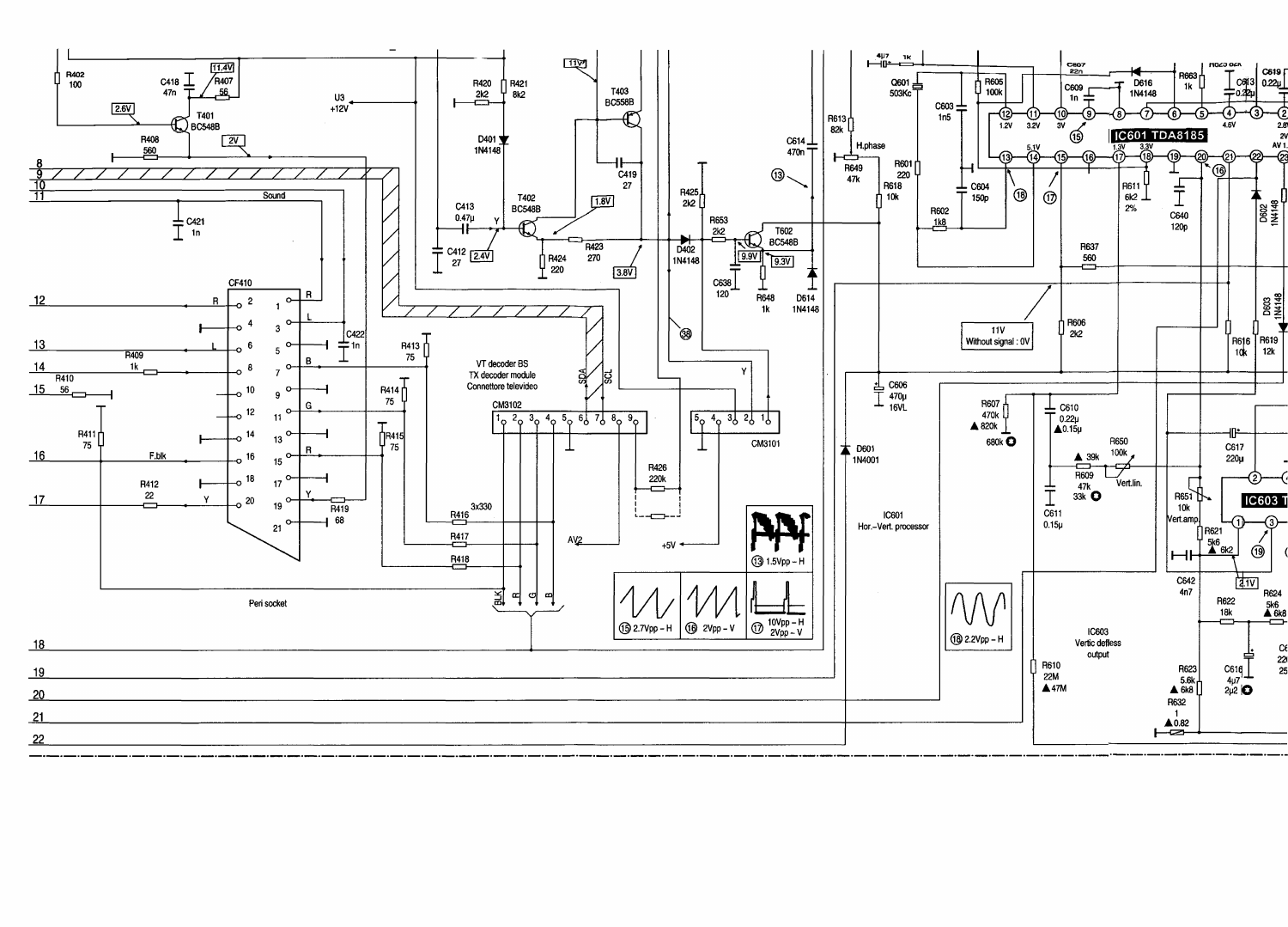R402
100

C418
47n

11.4V

R407
56

2.6V

T401
BC548B

R408
560

2V

U3
+12V

R420
2k2

R421
8k2

11V

T403
BC558B

D401
1N4148

C419
27

C413
0.47µ

Y

T402
BC548B

1.8V

C412
27

2.4V

R424
220

R423
270

3.8V

R425
2k2

R653
2k2

D402
1N4148

T602
BC548B

9.9V

9.3V

C638
120

R648
1k

D614
1N4148

C614
470n

⑬

38

8
9
10
11

Sound

C421
1n

CF410

12 R 2 1 R
4 3 L
13 L 6 5
C422
1n
14 R409 1k 8 7 B
R410
15 56 10 9
12 11 G
R411
75
14 13
16 F.blk 16 15 R
18 17
R412
17 22 Y 20 19 Y
21
R419
68

R413
75

R414
75

R415
75

VT decoder BS
TX decoder module
Connettore televideo

SDA
SCL

CM3102
1 2 3 4 5 6 7 8 9

R426
220k

AV2

+5V

CM3101
5 4 3 2 1

Y

R416
3x330

R417

R418

BLK R G B

Peri socket

⑬ 1.5Vpp – H

⑮ 2.7Vpp – H

⑯ 2Vpp – V

⑰ 10Vpp – H
2Vpp – V

18
19
20
21
22

4µ7
1k

Q601
503Kc

R613
82k

H.phase

R649
47k

R618
10k

C606
470µ
16VL

D601
1N4001

IC601
Hor.-Vert. processor

R601
220

R602
1k8

C603
1n5

R605
100k

C604
150p

C607
22n

C609
1n

D616
1N4148

R663
1k

R620 82k

C613
0.22µ

C619
0.22µ

12 11 10 9 8 7 6 5 4 3 2

1.2V 3.2V 3V 4.6V 2.8V 2V AV 1.

⑮

IC601 TDA8185

13 14 15 16 17 18 19 20 21 22 23

5.1V 1.3V 3.3V

⑱ ⑰ ⑯

R611
6k2
2%

C640
120p

D602
1N4148

R637
560

11V
Without signal : 0V

R606
2k2

D603
1N4148

R616
10k

R619
12k

R607
470k
▲820k
680k

C610
0.22µ
▲0.15µ

▲ 39k

R609
47k
33k

R650
100k

Vert.lin.

C611
0.15µ

C617
220µ

R651
10k
Vert.amp.

R621
5k6
▲6k2

IC603 T

2 1 3

⑲

2.1V

C642
4n7

R622
18k

R624
5k6
▲6k8

IC603
Vertic defless
output

R610
22M
▲47M

R623
5.6k
▲6k8

C616
4µ7
2µ2

R632
1
▲0.82

⑱ 2.2Vpp – H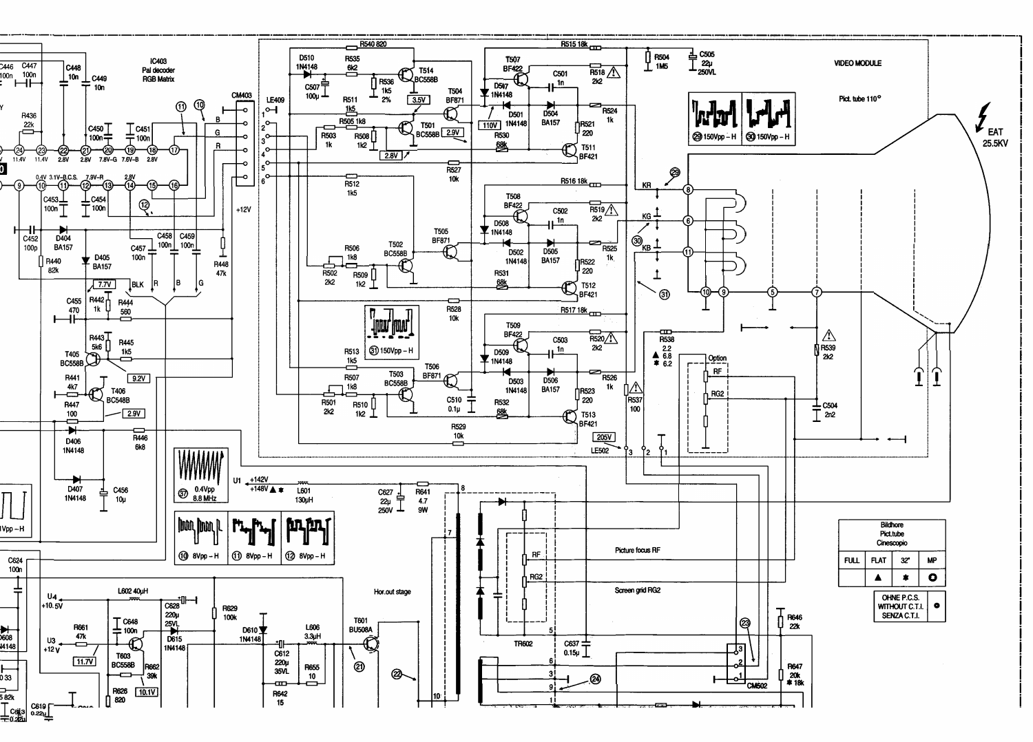VIDEO MODULE

Pict. tube 110°

EAT 25.5KV

IC403
Pal decoder
RGB Matrix

CM403

Hor.out stage

Picture focus RF

Screen grid RG2

TR602

CM502

LE409

LE502

29 150Vpp – H

30 150Vpp – H

31 150Vpp – H

37 0.4Vpp 8.8 MHz

10 8Vpp – H

11 8Vpp – H

12 8Vpp – H

U1 +142V +148V ▲ ✱

U4 +10.5V

U3 +12V

Option

| Bildrohre Pict.tube Cinescopio | | | |
|---|---|---|---|
| FULL | FLAT | 32" | MP |
| | ▲ | ✱ | ⭘ |

| | |
|---|---|
| OHNE P.C.S. WITHOUT C.T.I. SENZA C.T.I. | ⭘ |